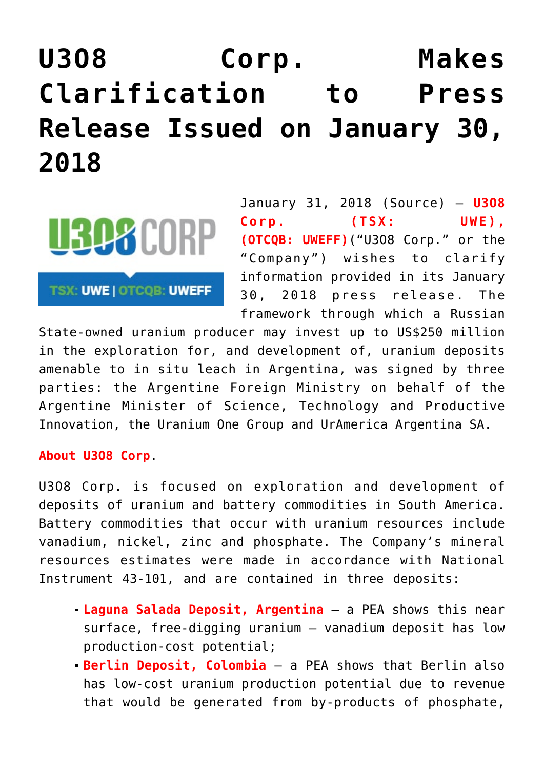# U3O8 Corp. Makes Clarification to Press Release Issued on January 30, 2018

January 31, 2018 (Source) — **U3O8 Corp. (TSX: UWE), (OTCQB: UWEFF)**("U3O8 Corp." or the "Company") wishes to clarify information provided in its January 30, 2018 press release. The framework through which a Russian State-owned uranium producer may invest up to US$250 million in the exploration for, and development of, uranium deposits amenable to in situ leach in Argentina, was signed by three parties: the Argentine Foreign Ministry on behalf of the Argentine Minister of Science, Technology and Productive Innovation, the Uranium One Group and UrAmerica Argentina SA.

**About U3O8 Corp**.

U3O8 Corp. is focused on exploration and development of deposits of uranium and battery commodities in South America. Battery commodities that occur with uranium resources include vanadium, nickel, zinc and phosphate. The Company's mineral resources estimates were made in accordance with National Instrument 43-101, and are contained in three deposits:

- **Laguna Salada Deposit, Argentina** – a PEA shows this near surface, free-digging uranium – vanadium deposit has low production-cost potential;
- **Berlin Deposit, Colombia** – a PEA shows that Berlin also has low-cost uranium production potential due to revenue that would be generated from by-products of phosphate,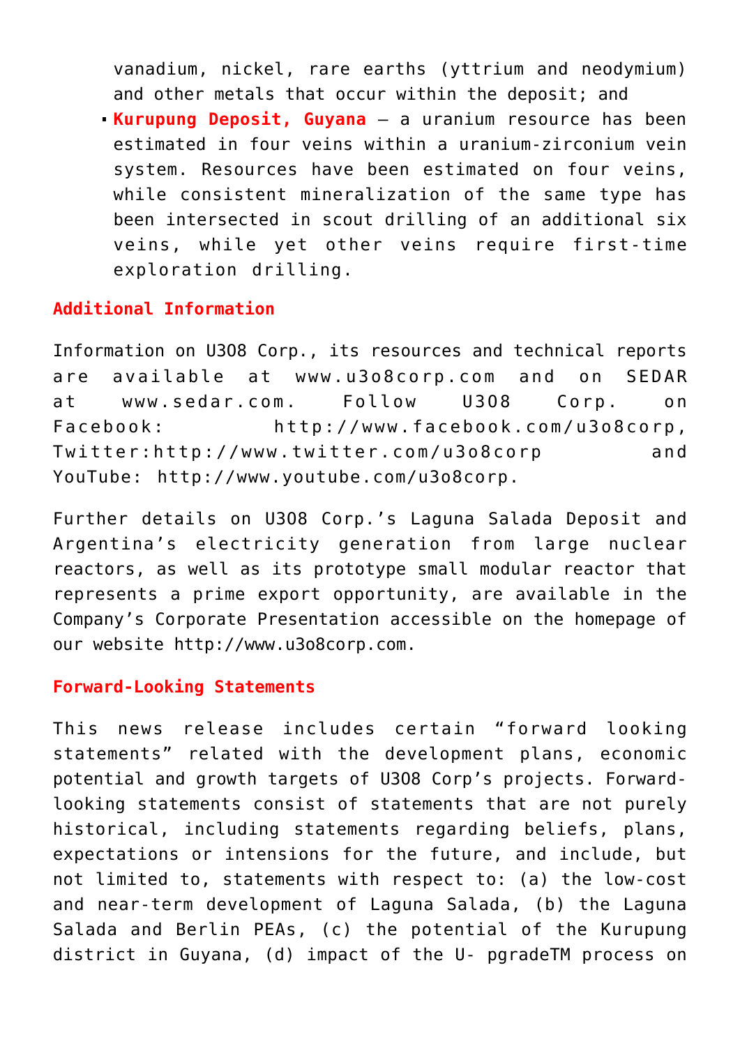vanadium, nickel, rare earths (yttrium and neodymium) and other metals that occur within the deposit; and

- **Kurupung Deposit, Guyana** – a uranium resource has been estimated in four veins within a uranium-zirconium vein system. Resources have been estimated on four veins, while consistent mineralization of the same type has been intersected in scout drilling of an additional six veins, while yet other veins require first-time exploration drilling.

## Additional Information

Information on U3O8 Corp., its resources and technical reports are available at www.u3o8corp.com and on SEDAR at www.sedar.com. Follow U3O8 Corp. on Facebook: http://www.facebook.com/u3o8corp, Twitter:http://www.twitter.com/u3o8corp and YouTube: http://www.youtube.com/u3o8corp.

Further details on U3O8 Corp.'s Laguna Salada Deposit and Argentina's electricity generation from large nuclear reactors, as well as its prototype small modular reactor that represents a prime export opportunity, are available in the Company's Corporate Presentation accessible on the homepage of our website http://www.u3o8corp.com.

## Forward-Looking Statements

This news release includes certain "forward looking statements" related with the development plans, economic potential and growth targets of U3O8 Corp's projects. Forward-looking statements consist of statements that are not purely historical, including statements regarding beliefs, plans, expectations or intensions for the future, and include, but not limited to, statements with respect to: (a) the low-cost and near-term development of Laguna Salada, (b) the Laguna Salada and Berlin PEAs, (c) the potential of the Kurupung district in Guyana, (d) impact of the U- pgradeTM process on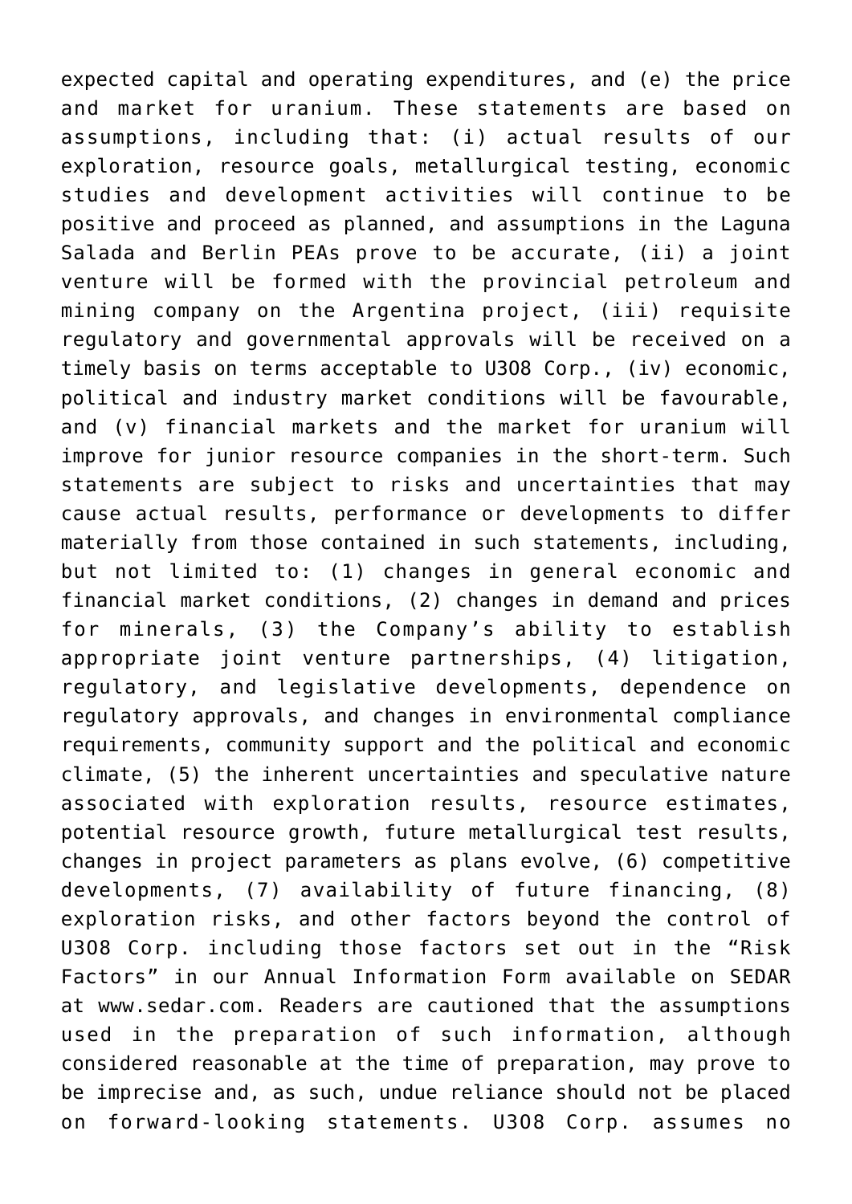expected capital and operating expenditures, and (e) the price and market for uranium. These statements are based on assumptions, including that: (i) actual results of our exploration, resource goals, metallurgical testing, economic studies and development activities will continue to be positive and proceed as planned, and assumptions in the Laguna Salada and Berlin PEAs prove to be accurate, (ii) a joint venture will be formed with the provincial petroleum and mining company on the Argentina project, (iii) requisite regulatory and governmental approvals will be received on a timely basis on terms acceptable to U3O8 Corp., (iv) economic, political and industry market conditions will be favourable, and (v) financial markets and the market for uranium will improve for junior resource companies in the short-term. Such statements are subject to risks and uncertainties that may cause actual results, performance or developments to differ materially from those contained in such statements, including, but not limited to: (1) changes in general economic and financial market conditions, (2) changes in demand and prices for minerals, (3) the Company's ability to establish appropriate joint venture partnerships, (4) litigation, regulatory, and legislative developments, dependence on regulatory approvals, and changes in environmental compliance requirements, community support and the political and economic climate, (5) the inherent uncertainties and speculative nature associated with exploration results, resource estimates, potential resource growth, future metallurgical test results, changes in project parameters as plans evolve, (6) competitive developments, (7) availability of future financing, (8) exploration risks, and other factors beyond the control of U3O8 Corp. including those factors set out in the "Risk Factors" in our Annual Information Form available on SEDAR at www.sedar.com. Readers are cautioned that the assumptions used in the preparation of such information, although considered reasonable at the time of preparation, may prove to be imprecise and, as such, undue reliance should not be placed on forward-looking statements. U3O8 Corp. assumes no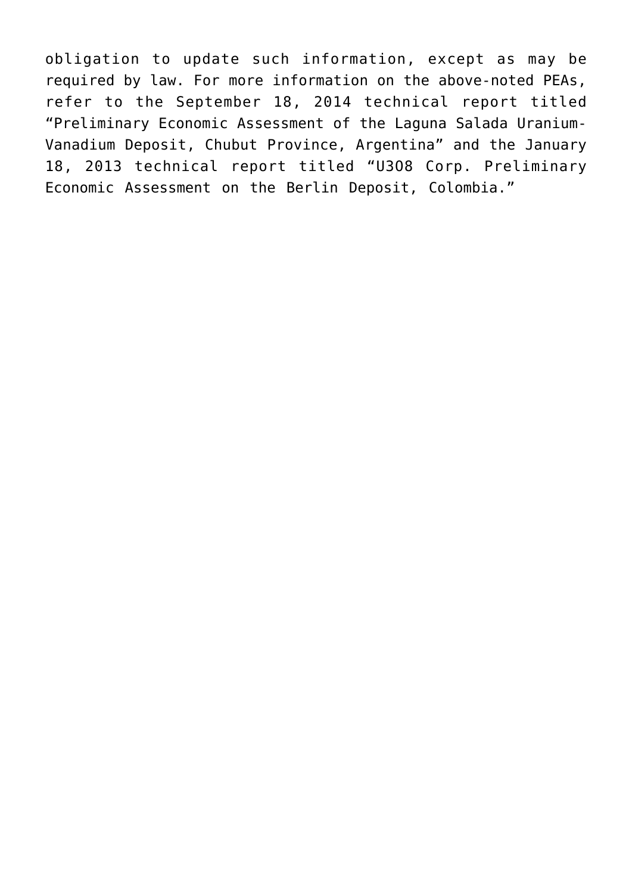obligation to update such information, except as may be required by law. For more information on the above-noted PEAs, refer to the September 18, 2014 technical report titled "Preliminary Economic Assessment of the Laguna Salada Uranium-Vanadium Deposit, Chubut Province, Argentina" and the January 18, 2013 technical report titled "U3O8 Corp. Preliminary Economic Assessment on the Berlin Deposit, Colombia."